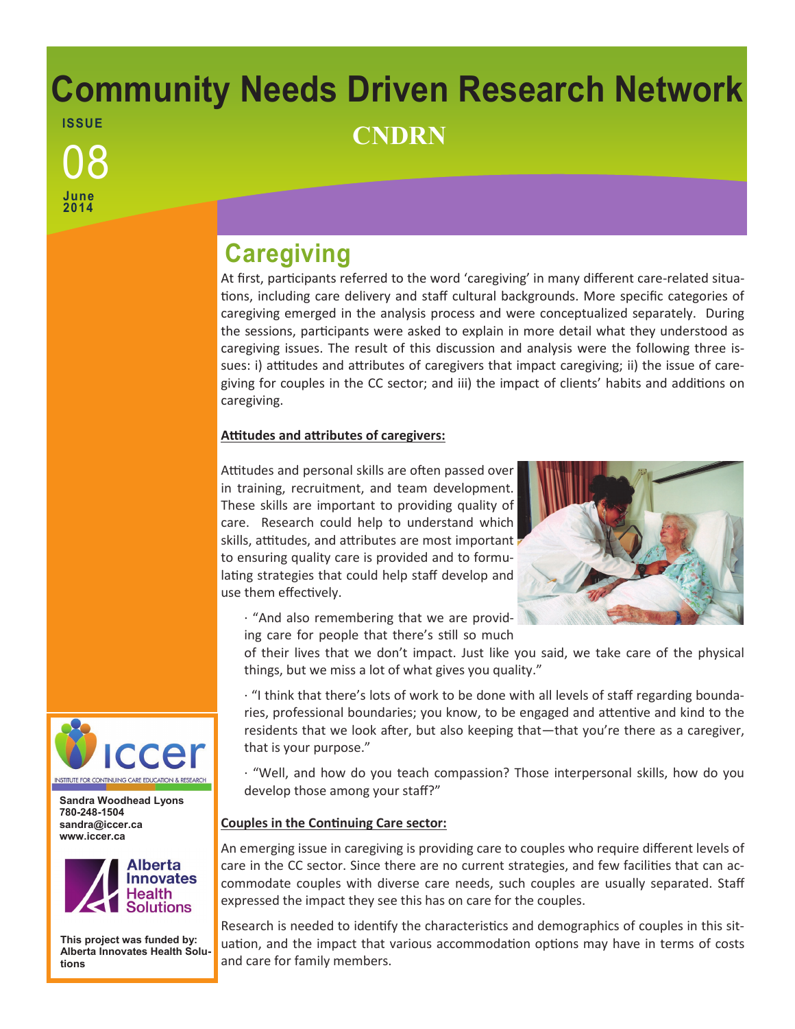# Community Needs Driven Research Network

**CNDRN**

ISSUE
08
June 2014

## Caregiving

At first, participants referred to the word 'caregiving' in many different care-related situations, including care delivery and staff cultural backgrounds. More specific categories of caregiving emerged in the analysis process and were conceptualized separately. During the sessions, participants were asked to explain in more detail what they understood as caregiving issues. The result of this discussion and analysis were the following three issues: i) attitudes and attributes of caregivers that impact caregiving; ii) the issue of caregiving for couples in the CC sector; and iii) the impact of clients' habits and additions on caregiving.

**Attitudes and attributes of caregivers:**

Attitudes and personal skills are often passed over in training, recruitment, and team development. These skills are important to providing quality of care. Research could help to understand which skills, attitudes, and attributes are most important to ensuring quality care is provided and to formulating strategies that could help staff develop and use them effectively.

· "And also remembering that we are providing care for people that there's still so much of their lives that we don't impact. Just like you said, we take care of the physical things, but we miss a lot of what gives you quality."

· "I think that there's lots of work to be done with all levels of staff regarding boundaries, professional boundaries; you know, to be engaged and attentive and kind to the residents that we look after, but also keeping that—that you're there as a caregiver, that is your purpose."

· "Well, and how do you teach compassion? Those interpersonal skills, how do you develop those among your staff?"

**Couples in the Continuing Care sector:**

An emerging issue in caregiving is providing care to couples who require different levels of care in the CC sector. Since there are no current strategies, and few facilities that can accommodate couples with diverse care needs, such couples are usually separated. Staff expressed the impact they see this has on care for the couples.

Research is needed to identify the characteristics and demographics of couples in this situation, and the impact that various accommodation options may have in terms of costs and care for family members.

iccer
INSTITUTE FOR CONTINUING CARE EDUCATION & RESEARCH

**Sandra Woodhead Lyons**
**780-248-1504**
**sandra@iccer.ca**
**www.iccer.ca**

Alberta Innovates Health Solutions

**This project was funded by: Alberta Innovates Health Solutions**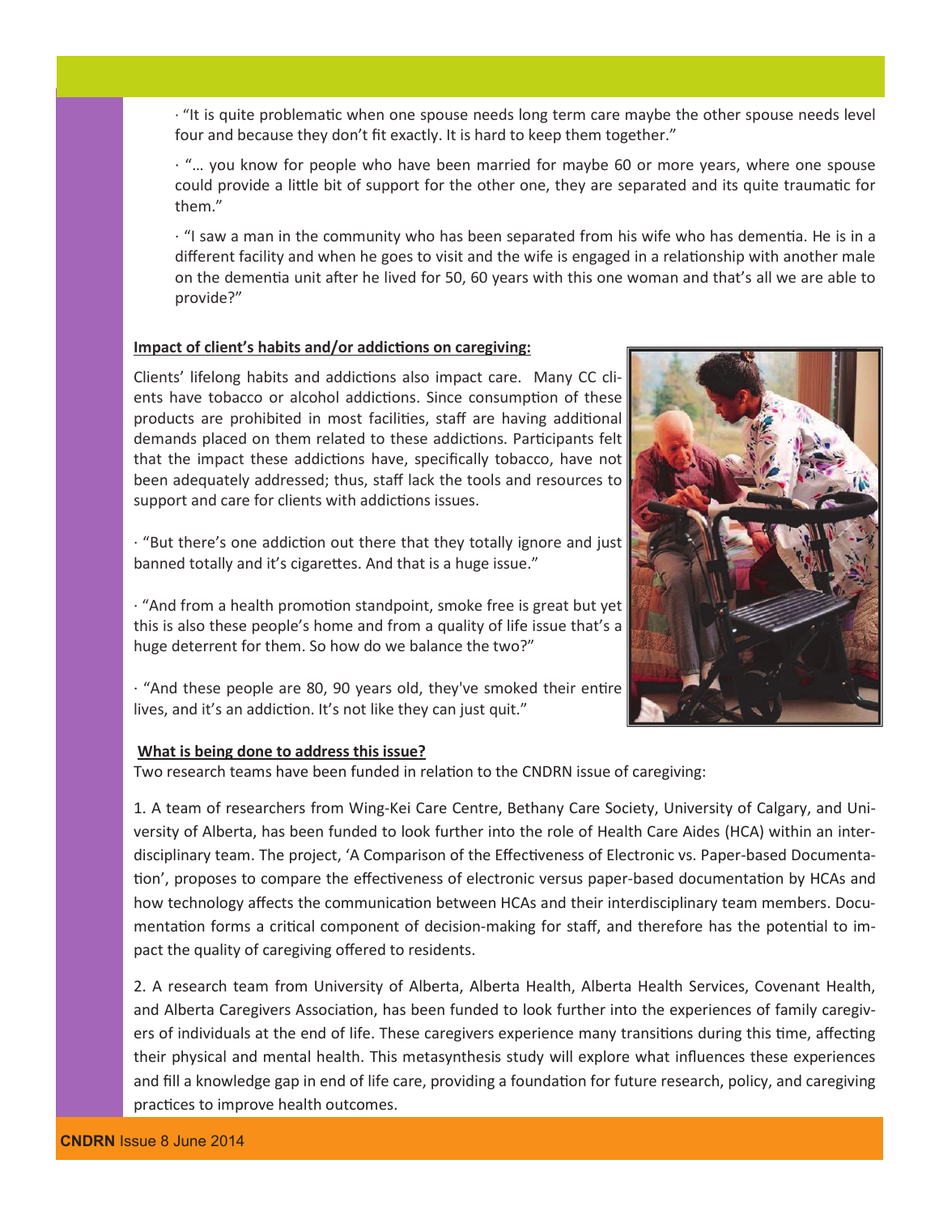· "It is quite problematic when one spouse needs long term care maybe the other spouse needs level four and because they don't fit exactly. It is hard to keep them together."

· "… you know for people who have been married for maybe 60 or more years, where one spouse could provide a little bit of support for the other one, they are separated and its quite traumatic for them."

· "I saw a man in the community who has been separated from his wife who has dementia. He is in a different facility and when he goes to visit and the wife is engaged in a relationship with another male on the dementia unit after he lived for 50, 60 years with this one woman and that's all we are able to provide?"

**Impact of client's habits and/or addictions on caregiving:**

Clients' lifelong habits and addictions also impact care. Many CC clients have tobacco or alcohol addictions. Since consumption of these products are prohibited in most facilities, staff are having additional demands placed on them related to these addictions. Participants felt that the impact these addictions have, specifically tobacco, have not been adequately addressed; thus, staff lack the tools and resources to support and care for clients with addictions issues.

· "But there's one addiction out there that they totally ignore and just banned totally and it's cigarettes. And that is a huge issue."

· "And from a health promotion standpoint, smoke free is great but yet this is also these people's home and from a quality of life issue that's a huge deterrent for them. So how do we balance the two?"

· "And these people are 80, 90 years old, they've smoked their entire lives, and it's an addiction. It's not like they can just quit."

**What is being done to address this issue?**

Two research teams have been funded in relation to the CNDRN issue of caregiving:

1. A team of researchers from Wing-Kei Care Centre, Bethany Care Society, University of Calgary, and University of Alberta, has been funded to look further into the role of Health Care Aides (HCA) within an interdisciplinary team. The project, 'A Comparison of the Effectiveness of Electronic vs. Paper-based Documentation', proposes to compare the effectiveness of electronic versus paper-based documentation by HCAs and how technology affects the communication between HCAs and their interdisciplinary team members. Documentation forms a critical component of decision-making for staff, and therefore has the potential to impact the quality of caregiving offered to residents.

2. A research team from University of Alberta, Alberta Health, Alberta Health Services, Covenant Health, and Alberta Caregivers Association, has been funded to look further into the experiences of family caregivers of individuals at the end of life. These caregivers experience many transitions during this time, affecting their physical and mental health. This metasynthesis study will explore what influences these experiences and fill a knowledge gap in end of life care, providing a foundation for future research, policy, and caregiving practices to improve health outcomes.